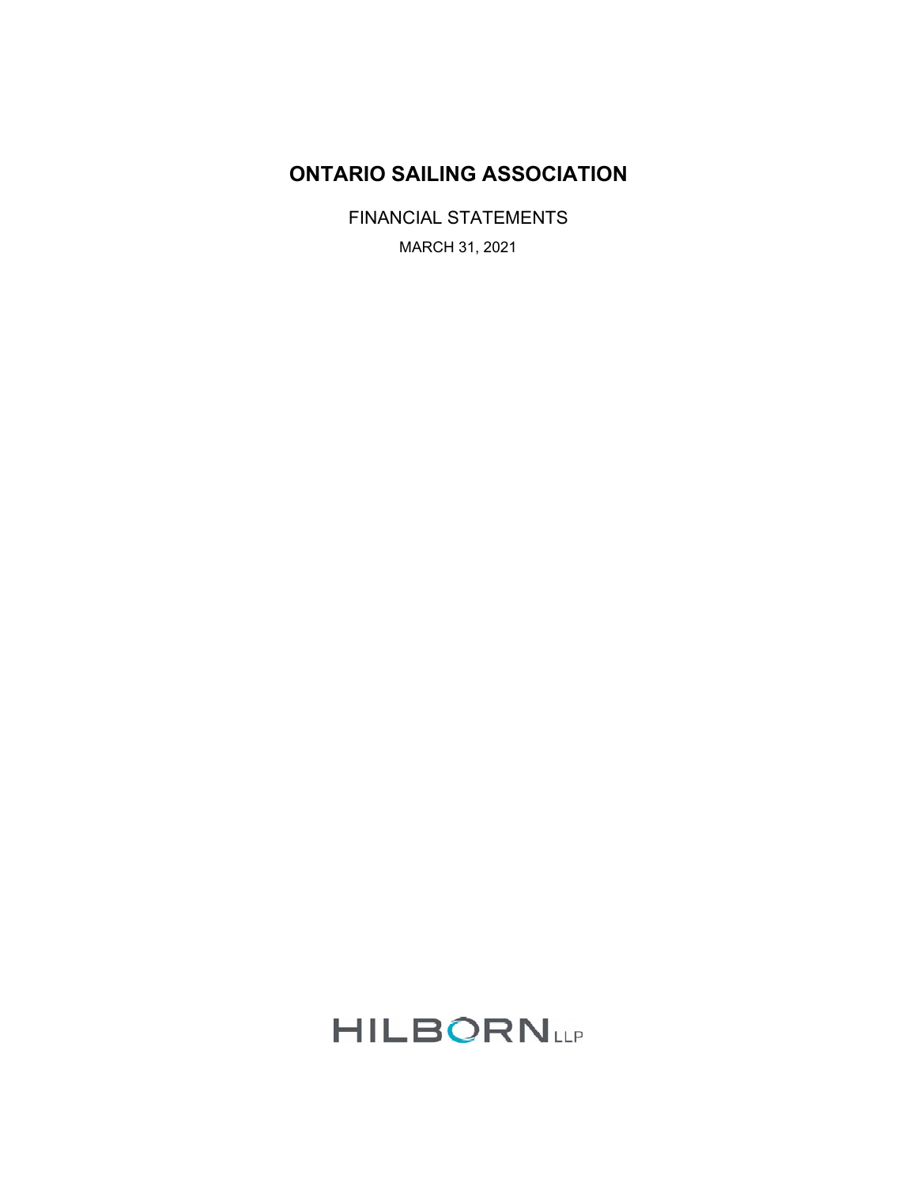# ONTARIO SAILING ASSOCIATION

FINANCIAL STATEMENTS

MARCH 31, 2021

HILBORN LLP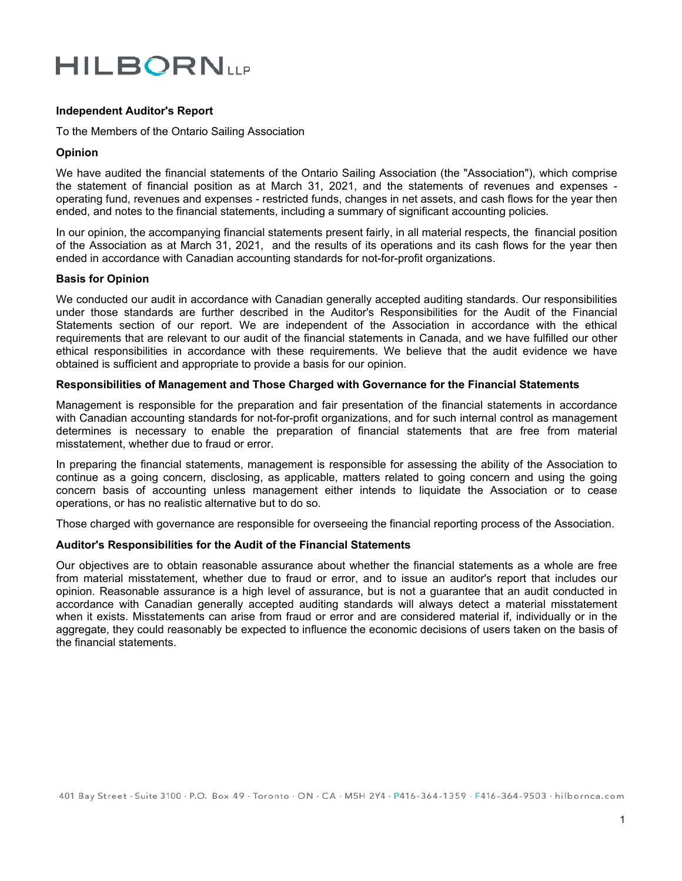HILBORN LLP

**Independent Auditor's Report**

To the Members of the Ontario Sailing Association

**Opinion**

We have audited the financial statements of the Ontario Sailing Association (the "Association"), which comprise the statement of financial position as at March 31, 2021, and the statements of revenues and expenses - operating fund, revenues and expenses - restricted funds, changes in net assets, and cash flows for the year then ended, and notes to the financial statements, including a summary of significant accounting policies.

In our opinion, the accompanying financial statements present fairly, in all material respects, the financial position of the Association as at March 31, 2021, and the results of its operations and its cash flows for the year then ended in accordance with Canadian accounting standards for not-for-profit organizations.

**Basis for Opinion**

We conducted our audit in accordance with Canadian generally accepted auditing standards. Our responsibilities under those standards are further described in the Auditor's Responsibilities for the Audit of the Financial Statements section of our report. We are independent of the Association in accordance with the ethical requirements that are relevant to our audit of the financial statements in Canada, and we have fulfilled our other ethical responsibilities in accordance with these requirements. We believe that the audit evidence we have obtained is sufficient and appropriate to provide a basis for our opinion.

**Responsibilities of Management and Those Charged with Governance for the Financial Statements**

Management is responsible for the preparation and fair presentation of the financial statements in accordance with Canadian accounting standards for not-for-profit organizations, and for such internal control as management determines is necessary to enable the preparation of financial statements that are free from material misstatement, whether due to fraud or error.

In preparing the financial statements, management is responsible for assessing the ability of the Association to continue as a going concern, disclosing, as applicable, matters related to going concern and using the going concern basis of accounting unless management either intends to liquidate the Association or to cease operations, or has no realistic alternative but to do so.

Those charged with governance are responsible for overseeing the financial reporting process of the Association.

**Auditor's Responsibilities for the Audit of the Financial Statements**

Our objectives are to obtain reasonable assurance about whether the financial statements as a whole are free from material misstatement, whether due to fraud or error, and to issue an auditor's report that includes our opinion. Reasonable assurance is a high level of assurance, but is not a guarantee that an audit conducted in accordance with Canadian generally accepted auditing standards will always detect a material misstatement when it exists. Misstatements can arise from fraud or error and are considered material if, individually or in the aggregate, they could reasonably be expected to influence the economic decisions of users taken on the basis of the financial statements.

401 Bay Street · Suite 3100 · P.O. Box 49 · Toronto · ON · CA · M5H 2Y4 · P416-364-1359 · F416-364-9503 · hilbornca.com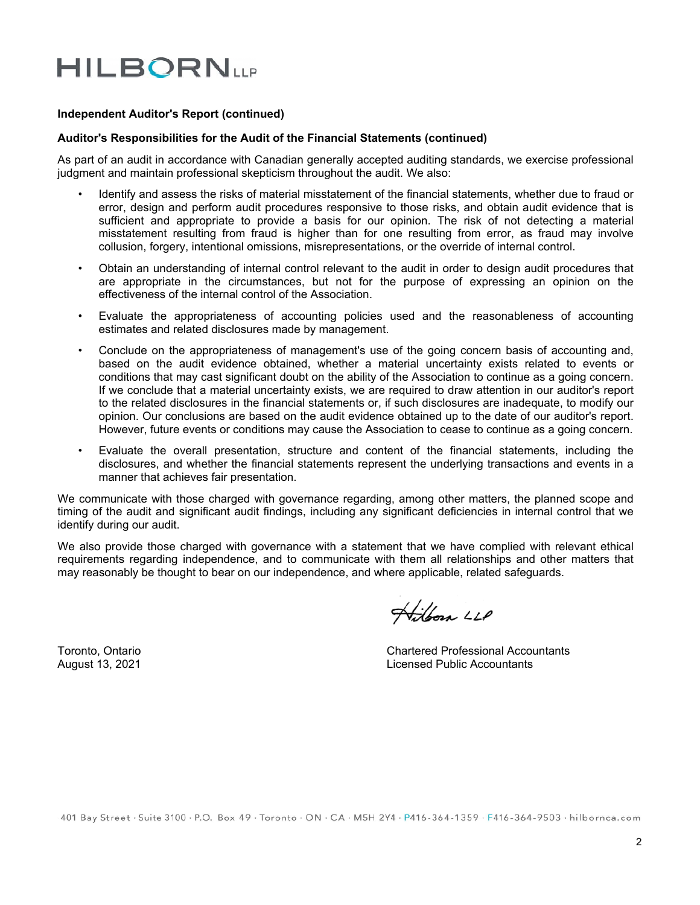**Independent Auditor's Report (continued)**

**Auditor's Responsibilities for the Audit of the Financial Statements (continued)**

As part of an audit in accordance with Canadian generally accepted auditing standards, we exercise professional judgment and maintain professional skepticism throughout the audit. We also:

- Identify and assess the risks of material misstatement of the financial statements, whether due to fraud or error, design and perform audit procedures responsive to those risks, and obtain audit evidence that is sufficient and appropriate to provide a basis for our opinion. The risk of not detecting a material misstatement resulting from fraud is higher than for one resulting from error, as fraud may involve collusion, forgery, intentional omissions, misrepresentations, or the override of internal control.

- Obtain an understanding of internal control relevant to the audit in order to design audit procedures that are appropriate in the circumstances, but not for the purpose of expressing an opinion on the effectiveness of the internal control of the Association.

- Evaluate the appropriateness of accounting policies used and the reasonableness of accounting estimates and related disclosures made by management.

- Conclude on the appropriateness of management's use of the going concern basis of accounting and, based on the audit evidence obtained, whether a material uncertainty exists related to events or conditions that may cast significant doubt on the ability of the Association to continue as a going concern. If we conclude that a material uncertainty exists, we are required to draw attention in our auditor's report to the related disclosures in the financial statements or, if such disclosures are inadequate, to modify our opinion. Our conclusions are based on the audit evidence obtained up to the date of our auditor's report. However, future events or conditions may cause the Association to cease to continue as a going concern.

- Evaluate the overall presentation, structure and content of the financial statements, including the disclosures, and whether the financial statements represent the underlying transactions and events in a manner that achieves fair presentation.

We communicate with those charged with governance regarding, among other matters, the planned scope and timing of the audit and significant audit findings, including any significant deficiencies in internal control that we identify during our audit.

We also provide those charged with governance with a statement that we have complied with relevant ethical requirements regarding independence, and to communicate with them all relationships and other matters that may reasonably be thought to bear on our independence, and where applicable, related safeguards.

Hilborn LLP

Toronto, Ontario
August 13, 2021

Chartered Professional Accountants
Licensed Public Accountants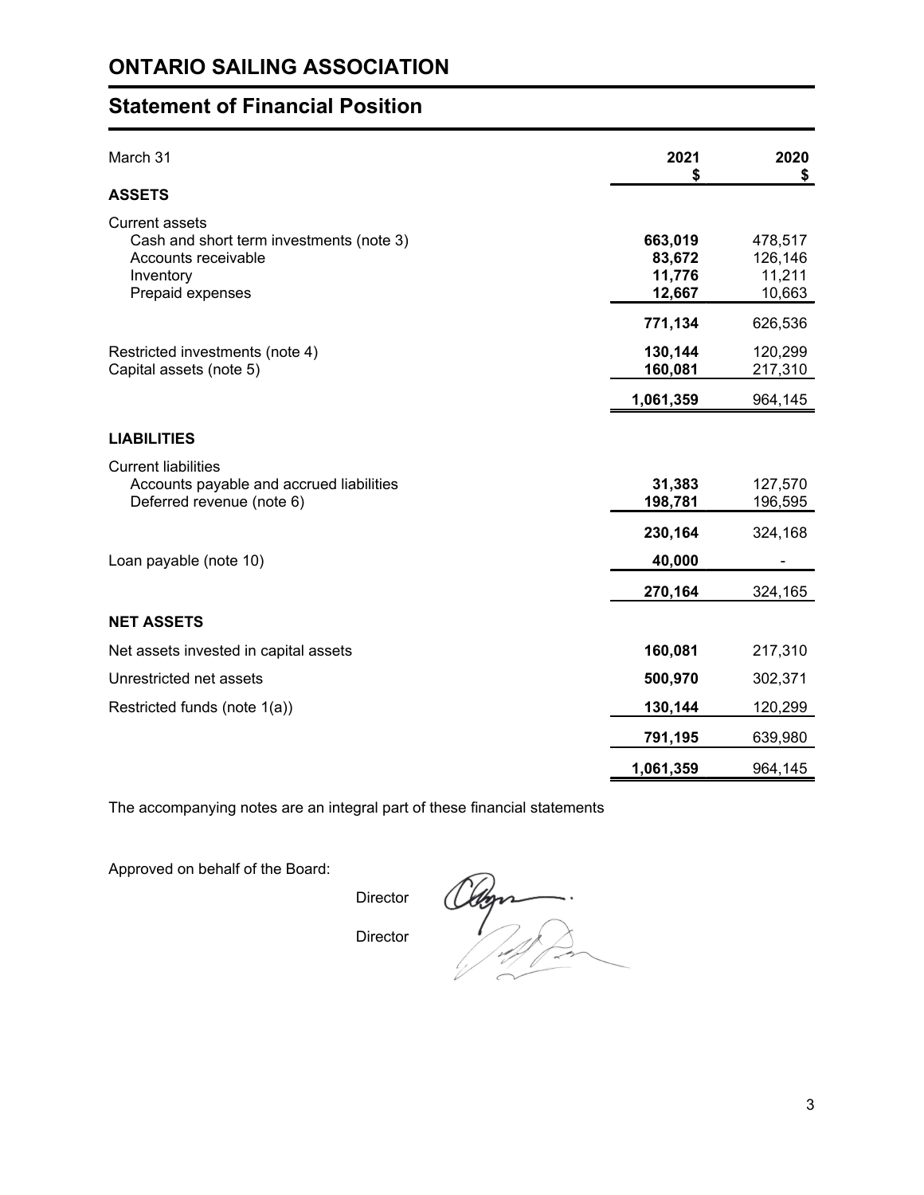# ONTARIO SAILING ASSOCIATION

## Statement of Financial Position

| March 31 | 2021<br>$ | 2020<br>$ |
|---|---|---|
| **ASSETS** | | |
| Current assets | | |
| Cash and short term investments (note 3) | **663,019** | 478,517 |
| Accounts receivable | **83,672** | 126,146 |
| Inventory | **11,776** | 11,211 |
| Prepaid expenses | **12,667** | 10,663 |
| | **771,134** | 626,536 |
| Restricted investments (note 4) | **130,144** | 120,299 |
| Capital assets (note 5) | **160,081** | 217,310 |
| | **1,061,359** | 964,145 |
| **LIABILITIES** | | |
| Current liabilities | | |
| Accounts payable and accrued liabilities | **31,383** | 127,570 |
| Deferred revenue (note 6) | **198,781** | 196,595 |
| | **230,164** | 324,168 |
| Loan payable (note 10) | **40,000** | - |
| | **270,164** | 324,165 |
| **NET ASSETS** | | |
| Net assets invested in capital assets | **160,081** | 217,310 |
| Unrestricted net assets | **500,970** | 302,371 |
| Restricted funds (note 1(a)) | **130,144** | 120,299 |
| | **791,195** | 639,980 |
| | **1,061,359** | 964,145 |

The accompanying notes are an integral part of these financial statements

Approved on behalf of the Board:

Director

Director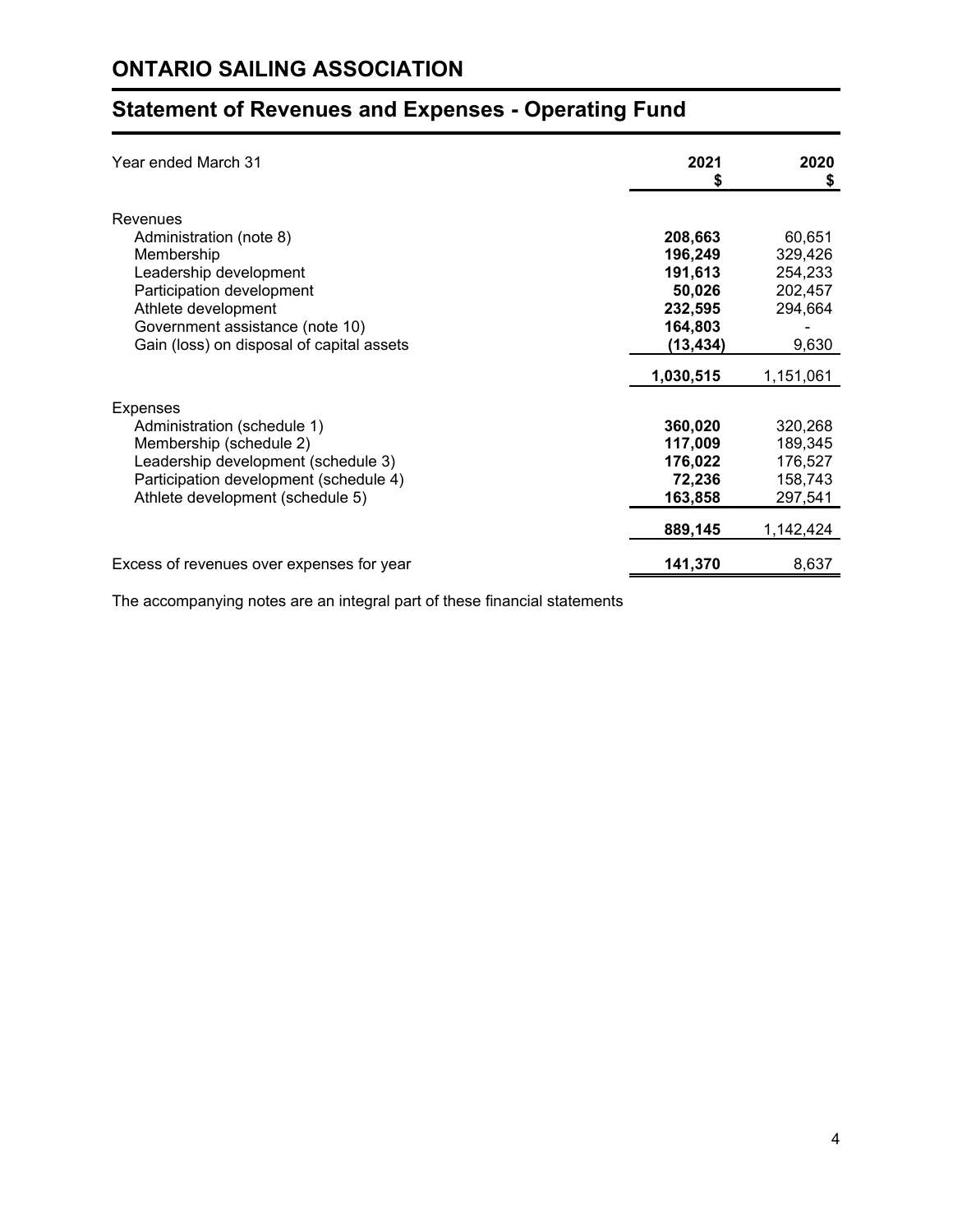# ONTARIO SAILING ASSOCIATION

## Statement of Revenues and Expenses - Operating Fund

| Year ended March 31 | 2021 $ | 2020 $ |
|---|---|---|
| Revenues | | |
| Administration (note 8) | **208,663** | 60,651 |
| Membership | **196,249** | 329,426 |
| Leadership development | **191,613** | 254,233 |
| Participation development | **50,026** | 202,457 |
| Athlete development | **232,595** | 294,664 |
| Government assistance (note 10) | **164,803** | - |
| Gain (loss) on disposal of capital assets | **(13,434)** | 9,630 |
| | **1,030,515** | 1,151,061 |
| Expenses | | |
| Administration (schedule 1) | **360,020** | 320,268 |
| Membership (schedule 2) | **117,009** | 189,345 |
| Leadership development (schedule 3) | **176,022** | 176,527 |
| Participation development (schedule 4) | **72,236** | 158,743 |
| Athlete development (schedule 5) | **163,858** | 297,541 |
| | **889,145** | 1,142,424 |
| Excess of revenues over expenses for year | **141,370** | 8,637 |

The accompanying notes are an integral part of these financial statements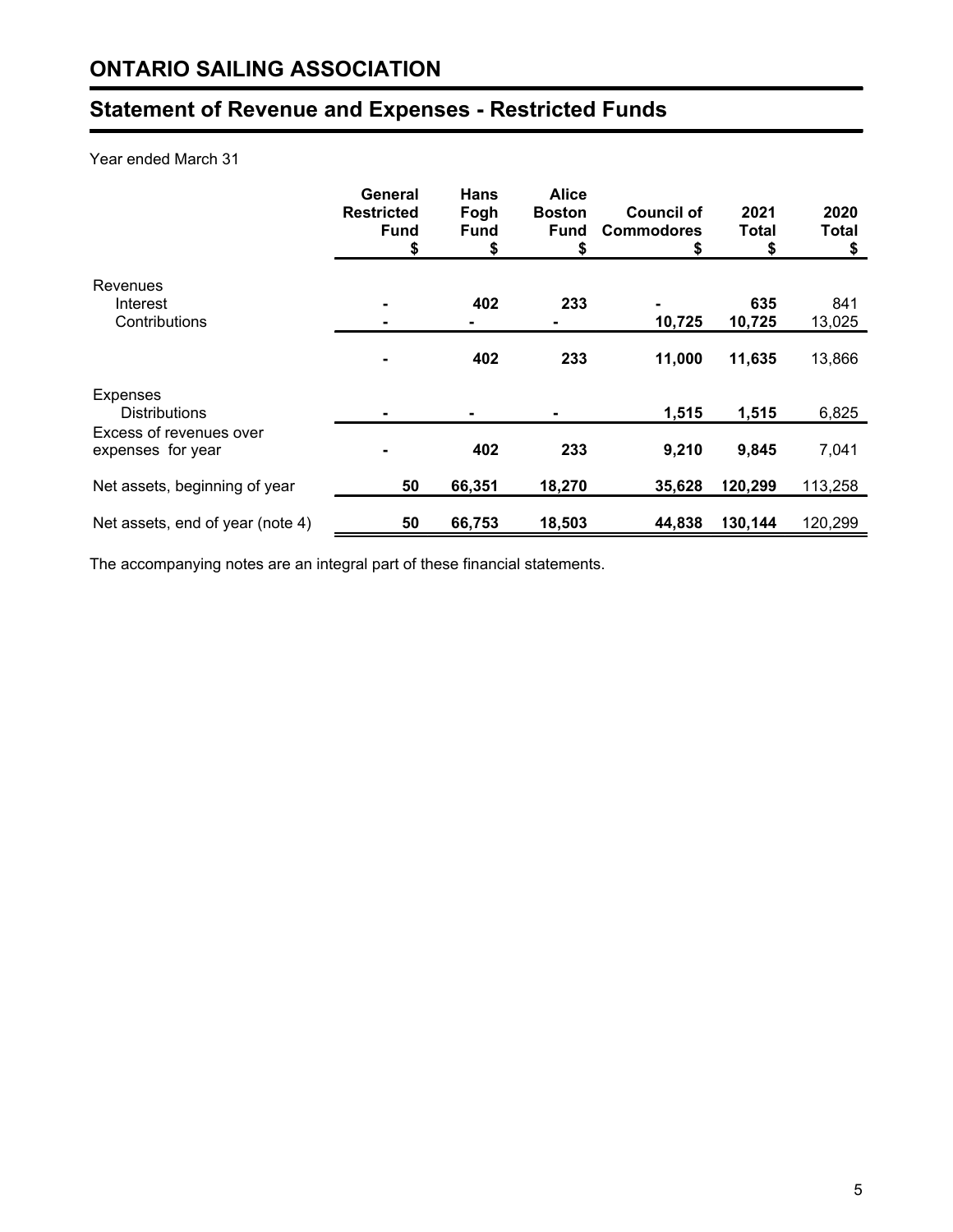# ONTARIO SAILING ASSOCIATION

## Statement of Revenue and Expenses - Restricted Funds

Year ended March 31

| | General Restricted Fund $ | Hans Fogh Fund $ | Alice Boston Fund $ | Council of Commodores $ | 2021 Total $ | 2020 Total $ |
|---|---|---|---|---|---|---|
| Revenues | | | | | | |
| Interest | - | 402 | 233 | - | 635 | 841 |
| Contributions | - | - | - | 10,725 | 10,725 | 13,025 |
| | - | 402 | 233 | 11,000 | 11,635 | 13,866 |
| Expenses | | | | | | |
| Distributions | - | - | - | 1,515 | 1,515 | 6,825 |
| Excess of revenues over expenses for year | - | 402 | 233 | 9,210 | 9,845 | 7,041 |
| Net assets, beginning of year | 50 | 66,351 | 18,270 | 35,628 | 120,299 | 113,258 |
| Net assets, end of year (note 4) | 50 | 66,753 | 18,503 | 44,838 | 130,144 | 120,299 |

The accompanying notes are an integral part of these financial statements.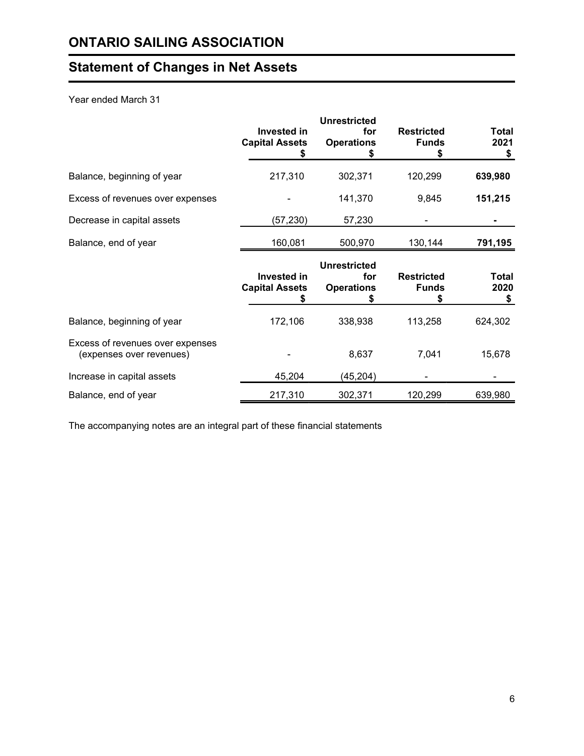# ONTARIO SAILING ASSOCIATION

## Statement of Changes in Net Assets

Year ended March 31

| | Invested in Capital Assets $ | Unrestricted for Operations $ | Restricted Funds $ | Total 2021 $ |
|---|---|---|---|---|
| Balance, beginning of year | 217,310 | 302,371 | 120,299 | **639,980** |
| Excess of revenues over expenses | - | 141,370 | 9,845 | **151,215** |
| Decrease in capital assets | (57,230) | 57,230 | - | **-** |
| Balance, end of year | 160,081 | 500,970 | 130,144 | **791,195** |

| | Invested in Capital Assets $ | Unrestricted for Operations $ | Restricted Funds $ | Total 2020 $ |
|---|---|---|---|---|
| Balance, beginning of year | 172,106 | 338,938 | 113,258 | 624,302 |
| Excess of revenues over expenses (expenses over revenues) | - | 8,637 | 7,041 | 15,678 |
| Increase in capital assets | 45,204 | (45,204) | - | - |
| Balance, end of year | 217,310 | 302,371 | 120,299 | 639,980 |

The accompanying notes are an integral part of these financial statements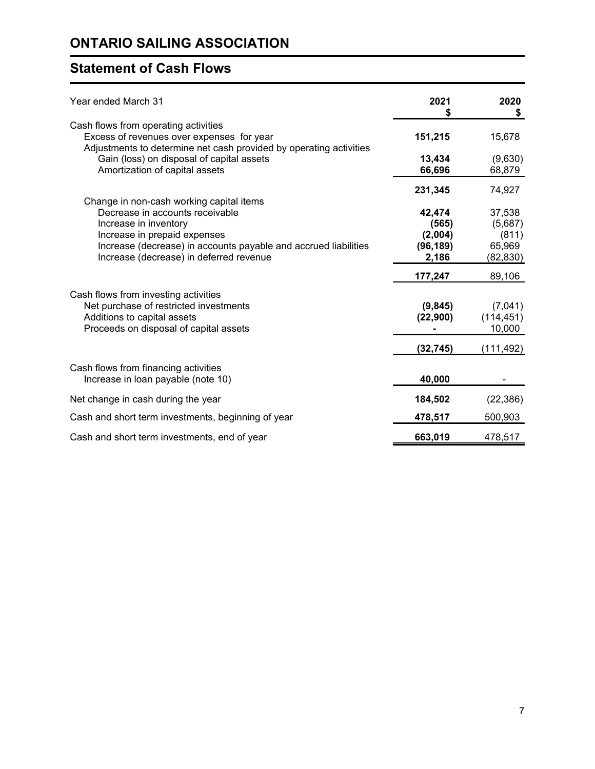# ONTARIO SAILING ASSOCIATION

## Statement of Cash Flows

| Year ended March 31 | 2021<br>$ | 2020<br>$ |
|---|---|---|
| Cash flows from operating activities | | |
| Excess of revenues over expenses for year | **151,215** | 15,678 |
| Adjustments to determine net cash provided by operating activities | | |
| Gain (loss) on disposal of capital assets | **13,434** | (9,630) |
| Amortization of capital assets | **66,696** | 68,879 |
| | **231,345** | 74,927 |
| Change in non-cash working capital items | | |
| Decrease in accounts receivable | **42,474** | 37,538 |
| Increase in inventory | **(565)** | (5,687) |
| Increase in prepaid expenses | **(2,004)** | (811) |
| Increase (decrease) in accounts payable and accrued liabilities | **(96,189)** | 65,969 |
| Increase (decrease) in deferred revenue | **2,186** | (82,830) |
| | **177,247** | 89,106 |
| Cash flows from investing activities | | |
| Net purchase of restricted investments | **(9,845)** | (7,041) |
| Additions to capital assets | **(22,900)** | (114,451) |
| Proceeds on disposal of capital assets | **-** | 10,000 |
| | **(32,745)** | (111,492) |
| Cash flows from financing activities | | |
| Increase in loan payable (note 10) | **40,000** | - |
| Net change in cash during the year | **184,502** | (22,386) |
| Cash and short term investments, beginning of year | **478,517** | 500,903 |
| Cash and short term investments, end of year | **663,019** | 478,517 |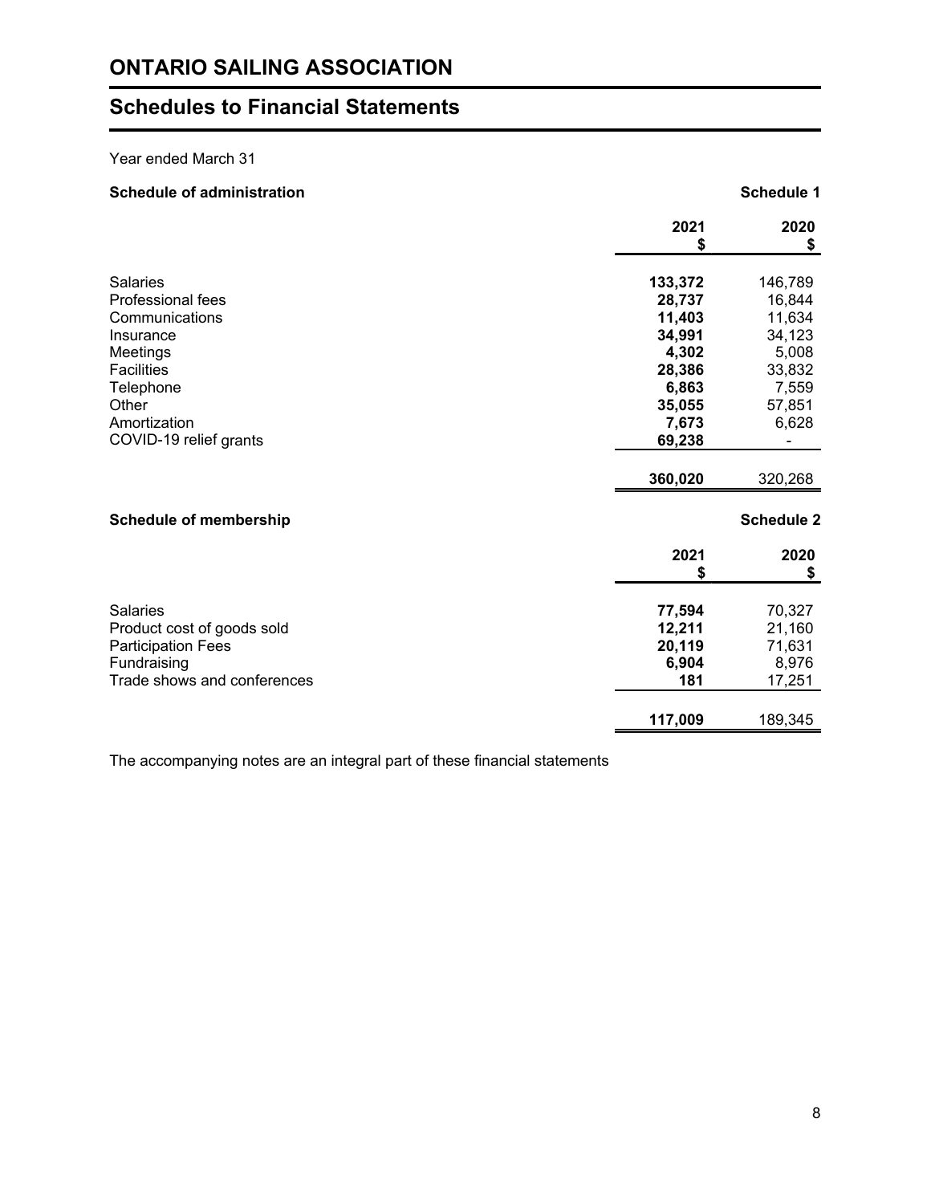# ONTARIO SAILING ASSOCIATION

## Schedules to Financial Statements

Year ended March 31

**Schedule of administration** **Schedule 1**

| | 2021<br>$ | 2020<br>$ |
|---|---|---|
| Salaries | **133,372** | 146,789 |
| Professional fees | **28,737** | 16,844 |
| Communications | **11,403** | 11,634 |
| Insurance | **34,991** | 34,123 |
| Meetings | **4,302** | 5,008 |
| Facilities | **28,386** | 33,832 |
| Telephone | **6,863** | 7,559 |
| Other | **35,055** | 57,851 |
| Amortization | **7,673** | 6,628 |
| COVID-19 relief grants | **69,238** | - |
| | **360,020** | 320,268 |

**Schedule of membership** **Schedule 2**

| | 2021<br>$ | 2020<br>$ |
|---|---|---|
| Salaries | **77,594** | 70,327 |
| Product cost of goods sold | **12,211** | 21,160 |
| Participation Fees | **20,119** | 71,631 |
| Fundraising | **6,904** | 8,976 |
| Trade shows and conferences | **181** | 17,251 |
| | **117,009** | 189,345 |

The accompanying notes are an integral part of these financial statements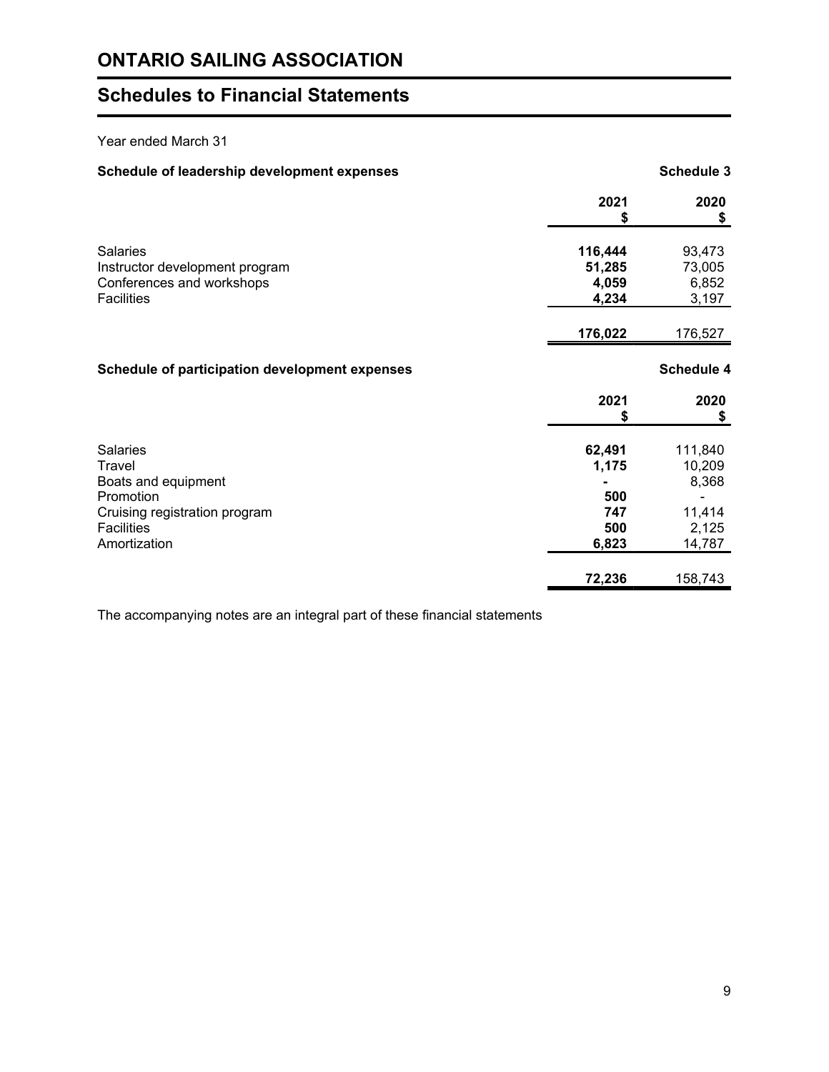# ONTARIO SAILING ASSOCIATION

## Schedules to Financial Statements

Year ended March 31

**Schedule of leadership development expenses** — **Schedule 3**

| | 2021 $ | 2020 $ |
|---|---|---|
| Salaries | **116,444** | 93,473 |
| Instructor development program | **51,285** | 73,005 |
| Conferences and workshops | **4,059** | 6,852 |
| Facilities | **4,234** | 3,197 |
| | **176,022** | 176,527 |

**Schedule of participation development expenses** — **Schedule 4**

| | 2021 $ | 2020 $ |
|---|---|---|
| Salaries | **62,491** | 111,840 |
| Travel | **1,175** | 10,209 |
| Boats and equipment | **-** | 8,368 |
| Promotion | **500** | - |
| Cruising registration program | **747** | 11,414 |
| Facilities | **500** | 2,125 |
| Amortization | **6,823** | 14,787 |
| | **72,236** | 158,743 |

The accompanying notes are an integral part of these financial statements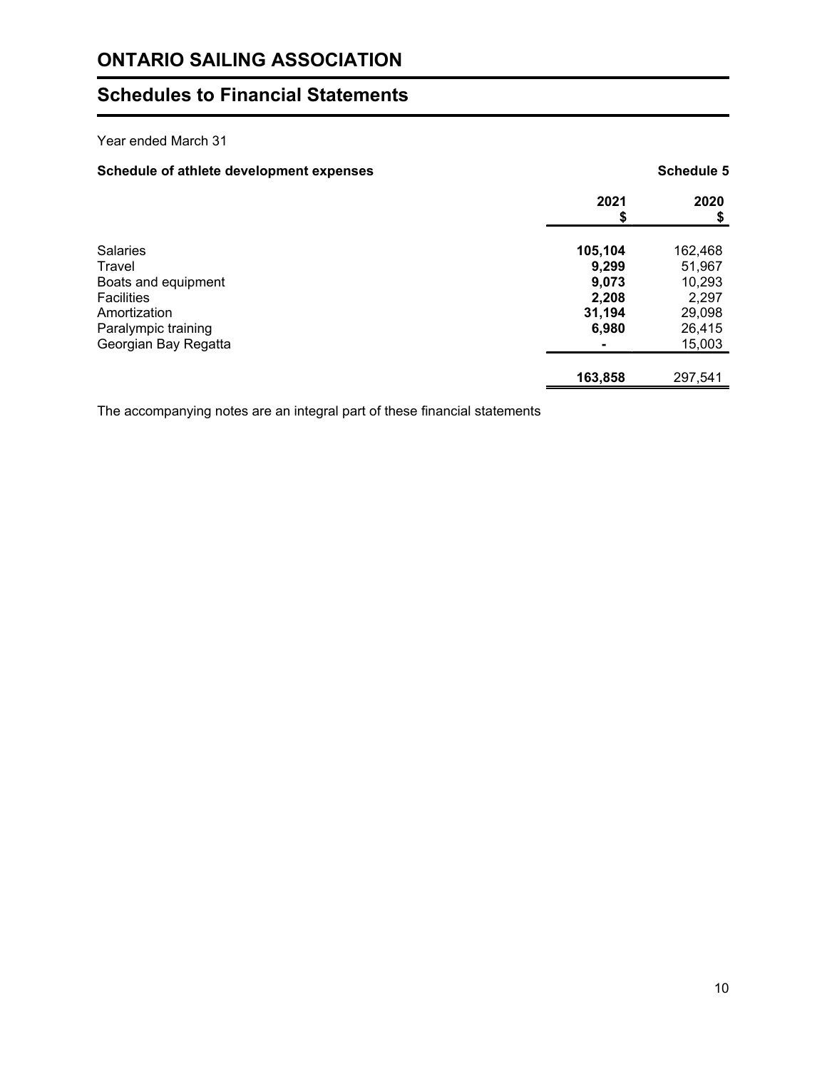# ONTARIO SAILING ASSOCIATION

## Schedules to Financial Statements

Year ended March 31

**Schedule of athlete development expenses** **Schedule 5**

| | 2021<br>$ | 2020<br>$ |
|---|---|---|
| Salaries | **105,104** | 162,468 |
| Travel | **9,299** | 51,967 |
| Boats and equipment | **9,073** | 10,293 |
| Facilities | **2,208** | 2,297 |
| Amortization | **31,194** | 29,098 |
| Paralympic training | **6,980** | 26,415 |
| Georgian Bay Regatta | **-** | 15,003 |
| | **163,858** | 297,541 |

The accompanying notes are an integral part of these financial statements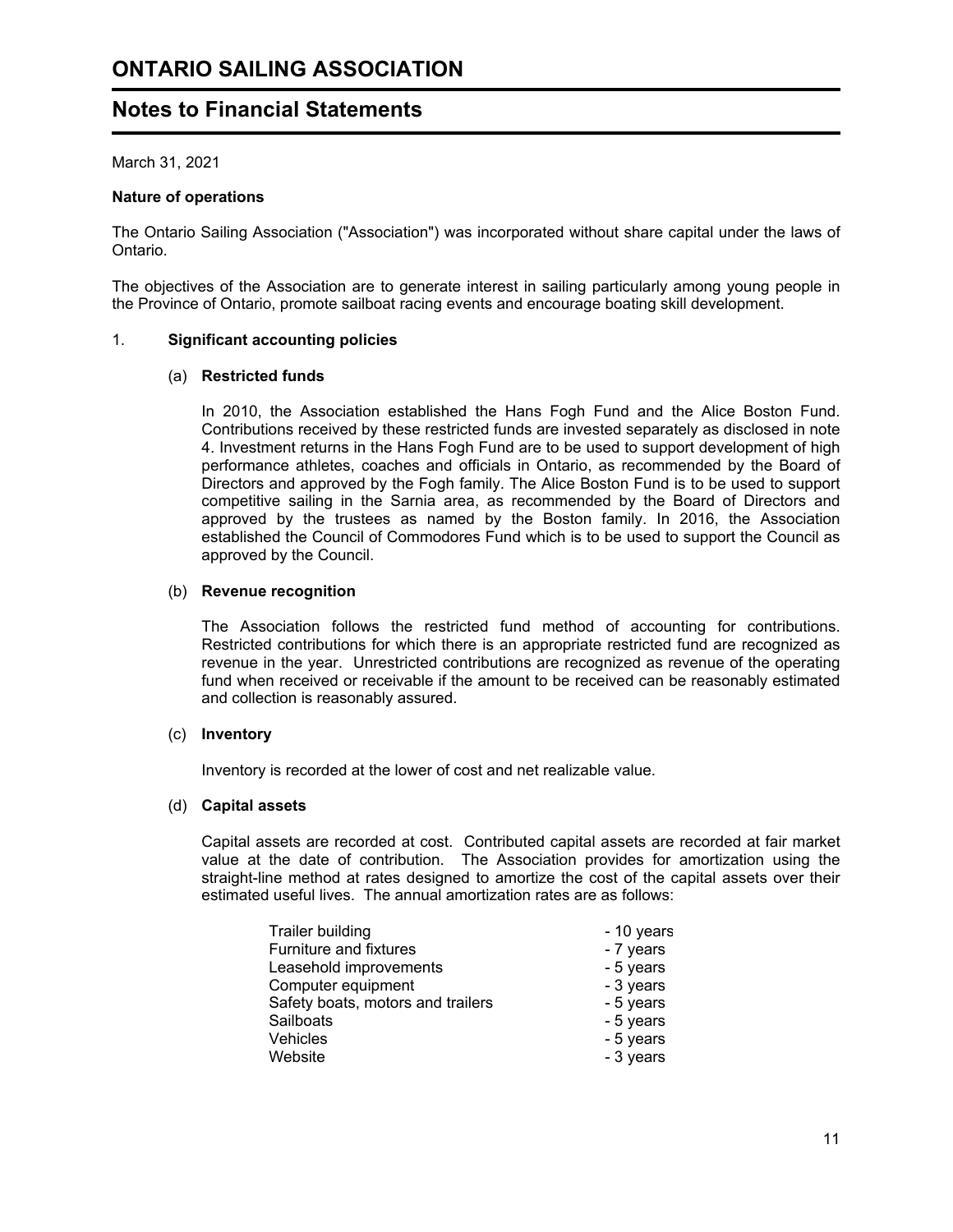# ONTARIO SAILING ASSOCIATION

## Notes to Financial Statements

March 31, 2021

**Nature of operations**

The Ontario Sailing Association ("Association") was incorporated without share capital under the laws of Ontario.

The objectives of the Association are to generate interest in sailing particularly among young people in the Province of Ontario, promote sailboat racing events and encourage boating skill development.

1. **Significant accounting policies**

(a) **Restricted funds**

In 2010, the Association established the Hans Fogh Fund and the Alice Boston Fund. Contributions received by these restricted funds are invested separately as disclosed in note 4. Investment returns in the Hans Fogh Fund are to be used to support development of high performance athletes, coaches and officials in Ontario, as recommended by the Board of Directors and approved by the Fogh family. The Alice Boston Fund is to be used to support competitive sailing in the Sarnia area, as recommended by the Board of Directors and approved by the trustees as named by the Boston family. In 2016, the Association established the Council of Commodores Fund which is to be used to support the Council as approved by the Council.

(b) **Revenue recognition**

The Association follows the restricted fund method of accounting for contributions. Restricted contributions for which there is an appropriate restricted fund are recognized as revenue in the year. Unrestricted contributions are recognized as revenue of the operating fund when received or receivable if the amount to be received can be reasonably estimated and collection is reasonably assured.

(c) **Inventory**

Inventory is recorded at the lower of cost and net realizable value.

(d) **Capital assets**

Capital assets are recorded at cost. Contributed capital assets are recorded at fair market value at the date of contribution. The Association provides for amortization using the straight-line method at rates designed to amortize the cost of the capital assets over their estimated useful lives. The annual amortization rates are as follows:

| | |
|---|---|
| Trailer building | - 10 years |
| Furniture and fixtures | - 7 years |
| Leasehold improvements | - 5 years |
| Computer equipment | - 3 years |
| Safety boats, motors and trailers | - 5 years |
| Sailboats | - 5 years |
| Vehicles | - 5 years |
| Website | - 3 years |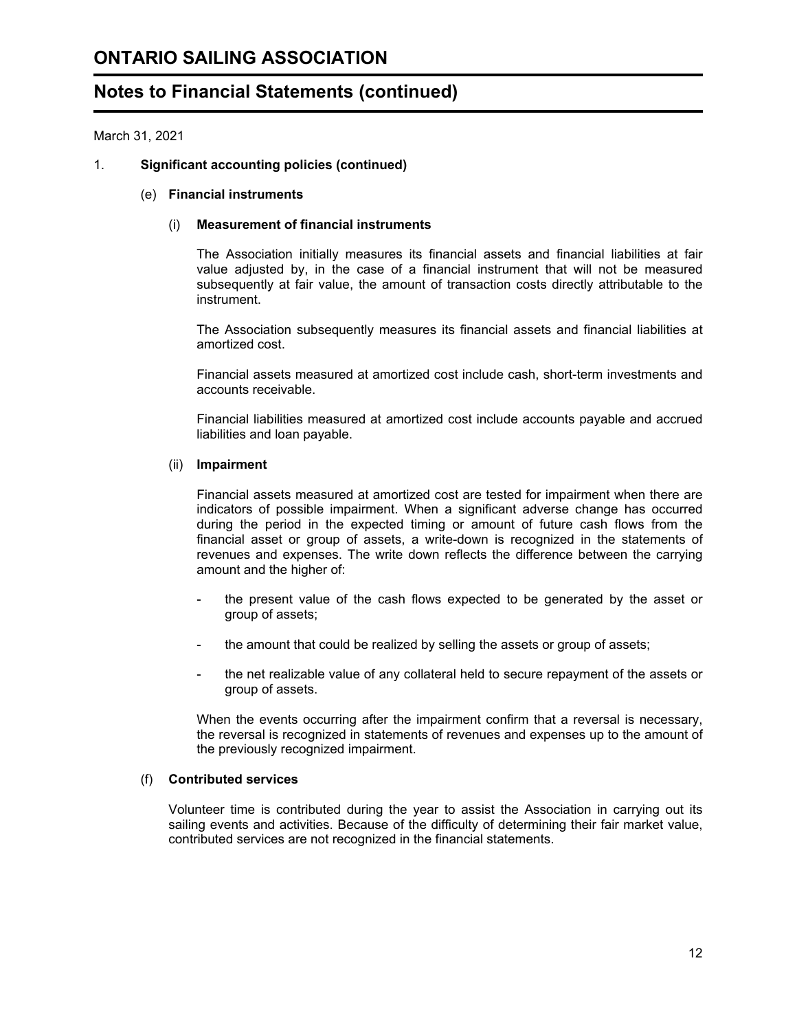# ONTARIO SAILING ASSOCIATION

## Notes to Financial Statements (continued)

March 31, 2021

1. **Significant accounting policies (continued)**

   (e) **Financial instruments**

   (i) **Measurement of financial instruments**

   The Association initially measures its financial assets and financial liabilities at fair value adjusted by, in the case of a financial instrument that will not be measured subsequently at fair value, the amount of transaction costs directly attributable to the instrument.

   The Association subsequently measures its financial assets and financial liabilities at amortized cost.

   Financial assets measured at amortized cost include cash, short-term investments and accounts receivable.

   Financial liabilities measured at amortized cost include accounts payable and accrued liabilities and loan payable.

   (ii) **Impairment**

   Financial assets measured at amortized cost are tested for impairment when there are indicators of possible impairment. When a significant adverse change has occurred during the period in the expected timing or amount of future cash flows from the financial asset or group of assets, a write-down is recognized in the statements of revenues and expenses. The write down reflects the difference between the carrying amount and the higher of:

   - the present value of the cash flows expected to be generated by the asset or group of assets;
   - the amount that could be realized by selling the assets or group of assets;
   - the net realizable value of any collateral held to secure repayment of the assets or group of assets.

   When the events occurring after the impairment confirm that a reversal is necessary, the reversal is recognized in statements of revenues and expenses up to the amount of the previously recognized impairment.

   (f) **Contributed services**

   Volunteer time is contributed during the year to assist the Association in carrying out its sailing events and activities. Because of the difficulty of determining their fair market value, contributed services are not recognized in the financial statements.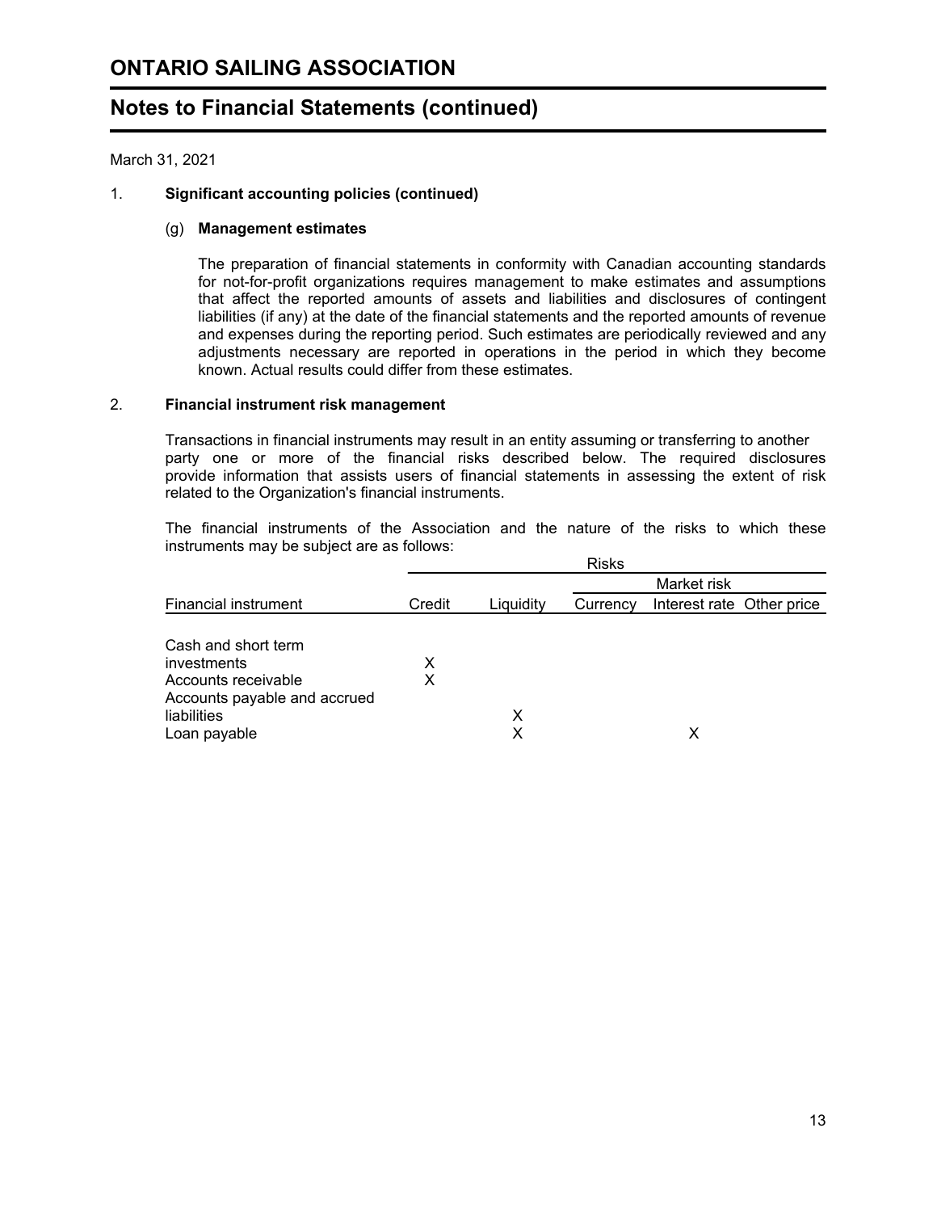# ONTARIO SAILING ASSOCIATION

## Notes to Financial Statements (continued)

March 31, 2021

1. **Significant accounting policies (continued)**

   (g) **Management estimates**

   The preparation of financial statements in conformity with Canadian accounting standards for not-for-profit organizations requires management to make estimates and assumptions that affect the reported amounts of assets and liabilities and disclosures of contingent liabilities (if any) at the date of the financial statements and the reported amounts of revenue and expenses during the reporting period. Such estimates are periodically reviewed and any adjustments necessary are reported in operations in the period in which they become known. Actual results could differ from these estimates.

2. **Financial instrument risk management**

   Transactions in financial instruments may result in an entity assuming or transferring to another party one or more of the financial risks described below. The required disclosures provide information that assists users of financial statements in assessing the extent of risk related to the Organization's financial instruments.

   The financial instruments of the Association and the nature of the risks to which these instruments may be subject are as follows:

| | Risks | | | | |
|---|---|---|---|---|---|
| | | | Market risk | | |
| Financial instrument | Credit | Liquidity | Currency | Interest rate | Other price |
| Cash and short term investments | X | | | | |
| Accounts receivable | X | | | | |
| Accounts payable and accrued liabilities | | X | | | |
| Loan payable | | X | | X | |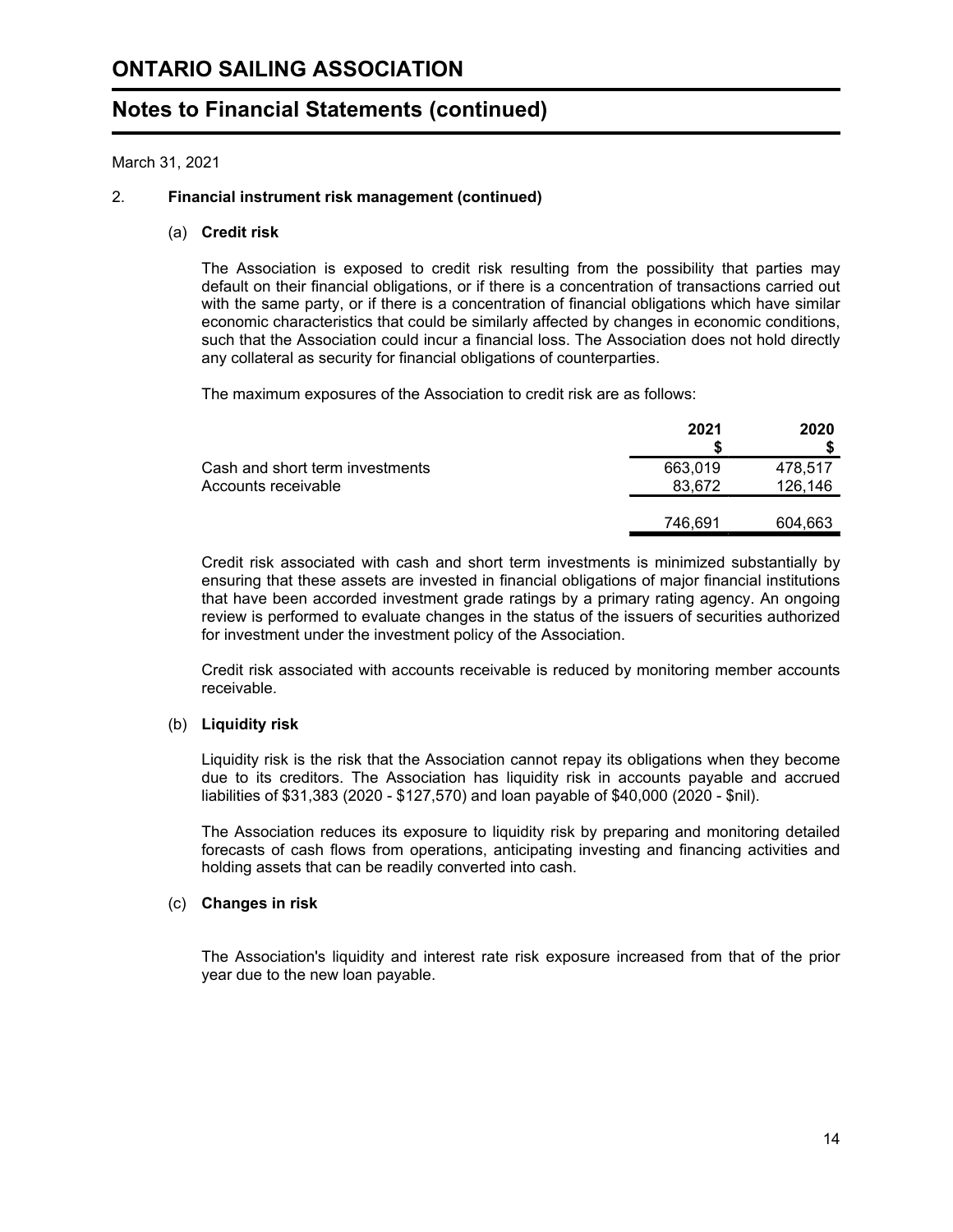# ONTARIO SAILING ASSOCIATION

## Notes to Financial Statements (continued)

March 31, 2021

### 2. Financial instrument risk management (continued)

#### (a) Credit risk

The Association is exposed to credit risk resulting from the possibility that parties may default on their financial obligations, or if there is a concentration of transactions carried out with the same party, or if there is a concentration of financial obligations which have similar economic characteristics that could be similarly affected by changes in economic conditions, such that the Association could incur a financial loss. The Association does not hold directly any collateral as security for financial obligations of counterparties.

The maximum exposures of the Association to credit risk are as follows:

| | 2021<br>$ | 2020<br>$ |
|---|---|---|
| Cash and short term investments | 663,019 | 478,517 |
| Accounts receivable | 83,672 | 126,146 |
| | 746,691 | 604,663 |

Credit risk associated with cash and short term investments is minimized substantially by ensuring that these assets are invested in financial obligations of major financial institutions that have been accorded investment grade ratings by a primary rating agency. An ongoing review is performed to evaluate changes in the status of the issuers of securities authorized for investment under the investment policy of the Association.

Credit risk associated with accounts receivable is reduced by monitoring member accounts receivable.

#### (b) Liquidity risk

Liquidity risk is the risk that the Association cannot repay its obligations when they become due to its creditors. The Association has liquidity risk in accounts payable and accrued liabilities of $31,383 (2020 - $127,570) and loan payable of $40,000 (2020 - $nil).

The Association reduces its exposure to liquidity risk by preparing and monitoring detailed forecasts of cash flows from operations, anticipating investing and financing activities and holding assets that can be readily converted into cash.

#### (c) Changes in risk

The Association's liquidity and interest rate risk exposure increased from that of the prior year due to the new loan payable.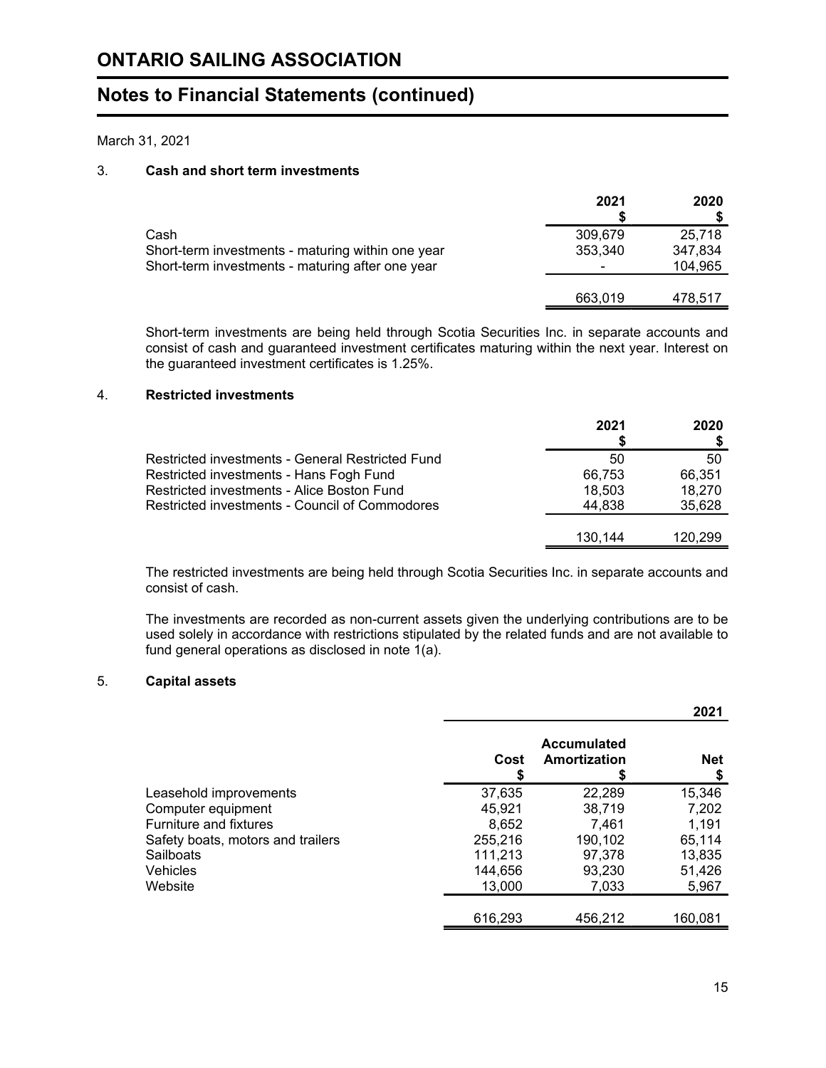# ONTARIO SAILING ASSOCIATION

## Notes to Financial Statements (continued)

March 31, 2021

### 3. Cash and short term investments

| | 2021 $ | 2020 $ |
|---|---|---|
| Cash | 309,679 | 25,718 |
| Short-term investments - maturing within one year | 353,340 | 347,834 |
| Short-term investments - maturing after one year | - | 104,965 |
| | 663,019 | 478,517 |

Short-term investments are being held through Scotia Securities Inc. in separate accounts and consist of cash and guaranteed investment certificates maturing within the next year. Interest on the guaranteed investment certificates is 1.25%.

### 4. Restricted investments

| | 2021 $ | 2020 $ |
|---|---|---|
| Restricted investments - General Restricted Fund | 50 | 50 |
| Restricted investments - Hans Fogh Fund | 66,753 | 66,351 |
| Restricted investments - Alice Boston Fund | 18,503 | 18,270 |
| Restricted investments - Council of Commodores | 44,838 | 35,628 |
| | 130,144 | 120,299 |

The restricted investments are being held through Scotia Securities Inc. in separate accounts and consist of cash.

The investments are recorded as non-current assets given the underlying contributions are to be used solely in accordance with restrictions stipulated by the related funds and are not available to fund general operations as disclosed in note 1(a).

### 5. Capital assets

| | | | 2021 |
|---|---|---|---|
| | Cost $ | Accumulated Amortization $ | Net $ |
| Leasehold improvements | 37,635 | 22,289 | 15,346 |
| Computer equipment | 45,921 | 38,719 | 7,202 |
| Furniture and fixtures | 8,652 | 7,461 | 1,191 |
| Safety boats, motors and trailers | 255,216 | 190,102 | 65,114 |
| Sailboats | 111,213 | 97,378 | 13,835 |
| Vehicles | 144,656 | 93,230 | 51,426 |
| Website | 13,000 | 7,033 | 5,967 |
| | 616,293 | 456,212 | 160,081 |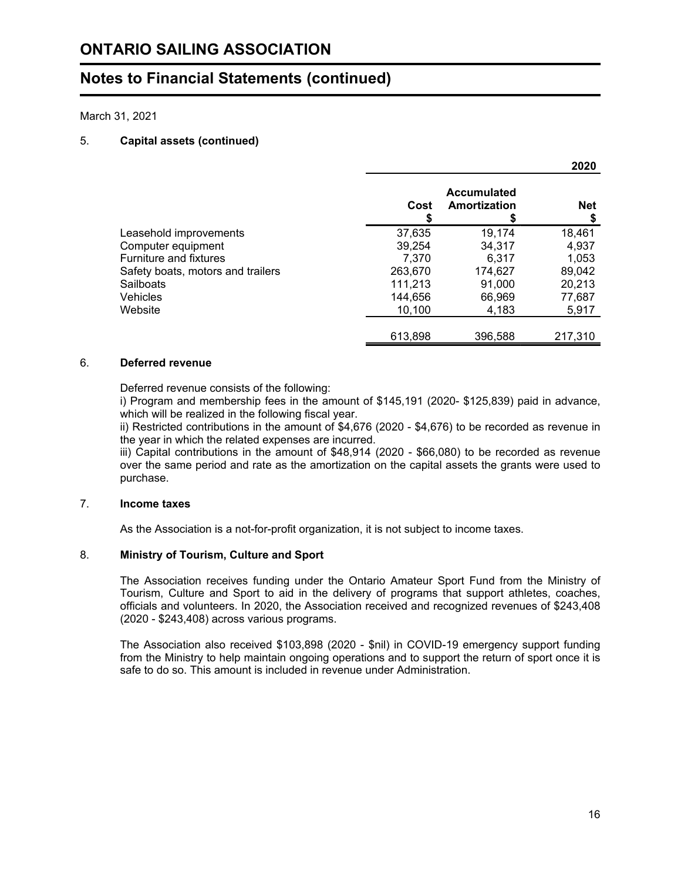# ONTARIO SAILING ASSOCIATION

## Notes to Financial Statements (continued)

March 31, 2021

5. **Capital assets (continued)**

| | | | 2020 |
|---|---|---|---|
| | Cost<br>$ | Accumulated Amortization<br>$ | Net<br>$ |
| Leasehold improvements | 37,635 | 19,174 | 18,461 |
| Computer equipment | 39,254 | 34,317 | 4,937 |
| Furniture and fixtures | 7,370 | 6,317 | 1,053 |
| Safety boats, motors and trailers | 263,670 | 174,627 | 89,042 |
| Sailboats | 111,213 | 91,000 | 20,213 |
| Vehicles | 144,656 | 66,969 | 77,687 |
| Website | 10,100 | 4,183 | 5,917 |
| | 613,898 | 396,588 | 217,310 |

6. **Deferred revenue**

Deferred revenue consists of the following:
i) Program and membership fees in the amount of $145,191 (2020- $125,839) paid in advance, which will be realized in the following fiscal year.
ii) Restricted contributions in the amount of $4,676 (2020 - $4,676) to be recorded as revenue in the year in which the related expenses are incurred.
iii) Capital contributions in the amount of $48,914 (2020 - $66,080) to be recorded as revenue over the same period and rate as the amortization on the capital assets the grants were used to purchase.

7. **Income taxes**

As the Association is a not-for-profit organization, it is not subject to income taxes.

8. **Ministry of Tourism, Culture and Sport**

The Association receives funding under the Ontario Amateur Sport Fund from the Ministry of Tourism, Culture and Sport to aid in the delivery of programs that support athletes, coaches, officials and volunteers. In 2020, the Association received and recognized revenues of $243,408 (2020 - $243,408) across various programs.

The Association also received $103,898 (2020 - $nil) in COVID-19 emergency support funding from the Ministry to help maintain ongoing operations and to support the return of sport once it is safe to do so. This amount is included in revenue under Administration.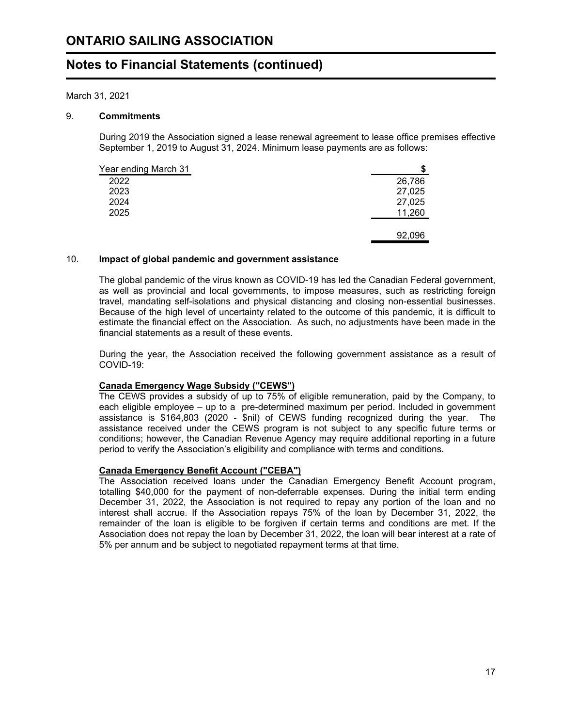March 31, 2021

## 9. Commitments

During 2019 the Association signed a lease renewal agreement to lease office premises effective September 1, 2019 to August 31, 2024. Minimum lease payments are as follows:

| Year ending March 31 | $ |
| --- | --- |
| 2022 | 26,786 |
| 2023 | 27,025 |
| 2024 | 27,025 |
| 2025 | 11,260 |
| | 92,096 |

## 10. Impact of global pandemic and government assistance

The global pandemic of the virus known as COVID-19 has led the Canadian Federal government, as well as provincial and local governments, to impose measures, such as restricting foreign travel, mandating self-isolations and physical distancing and closing non-essential businesses. Because of the high level of uncertainty related to the outcome of this pandemic, it is difficult to estimate the financial effect on the Association. As such, no adjustments have been made in the financial statements as a result of these events.

During the year, the Association received the following government assistance as a result of COVID-19:

**Canada Emergency Wage Subsidy ("CEWS")**

The CEWS provides a subsidy of up to 75% of eligible remuneration, paid by the Company, to each eligible employee – up to a pre-determined maximum per period. Included in government assistance is $164,803 (2020 - $nil) of CEWS funding recognized during the year. The assistance received under the CEWS program is not subject to any specific future terms or conditions; however, the Canadian Revenue Agency may require additional reporting in a future period to verify the Association's eligibility and compliance with terms and conditions.

**Canada Emergency Benefit Account ("CEBA")**

The Association received loans under the Canadian Emergency Benefit Account program, totalling $40,000 for the payment of non-deferrable expenses. During the initial term ending December 31, 2022, the Association is not required to repay any portion of the loan and no interest shall accrue. If the Association repays 75% of the loan by December 31, 2022, the remainder of the loan is eligible to be forgiven if certain terms and conditions are met. If the Association does not repay the loan by December 31, 2022, the loan will bear interest at a rate of 5% per annum and be subject to negotiated repayment terms at that time.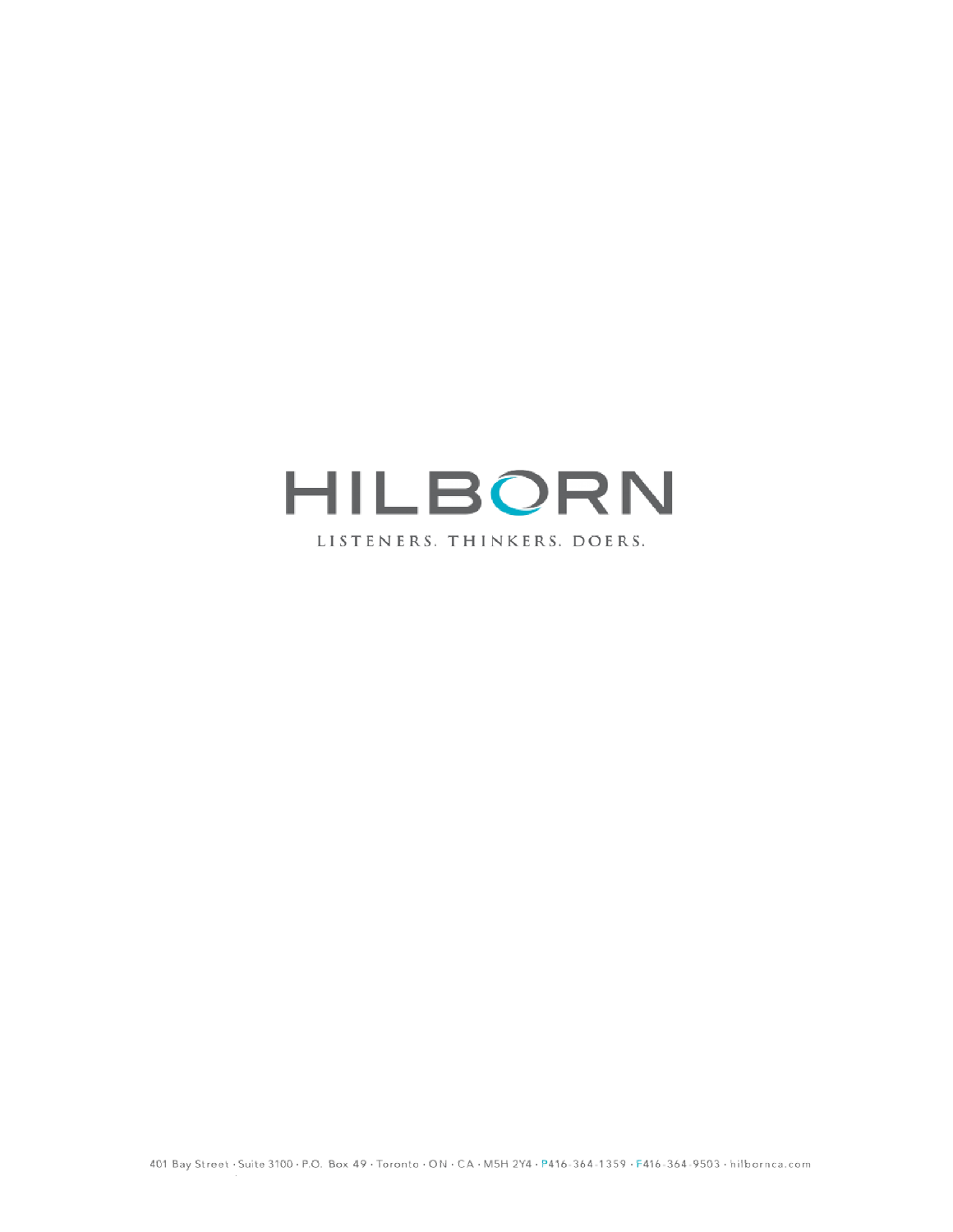HILBORN

LISTENERS. THINKERS. DOERS.

401 Bay Street · Suite 3100 · P.O. Box 49 · Toronto · ON · CA · M5H 2Y4 · P416-364-1359 · F416-364-9503 · hilbornca.com